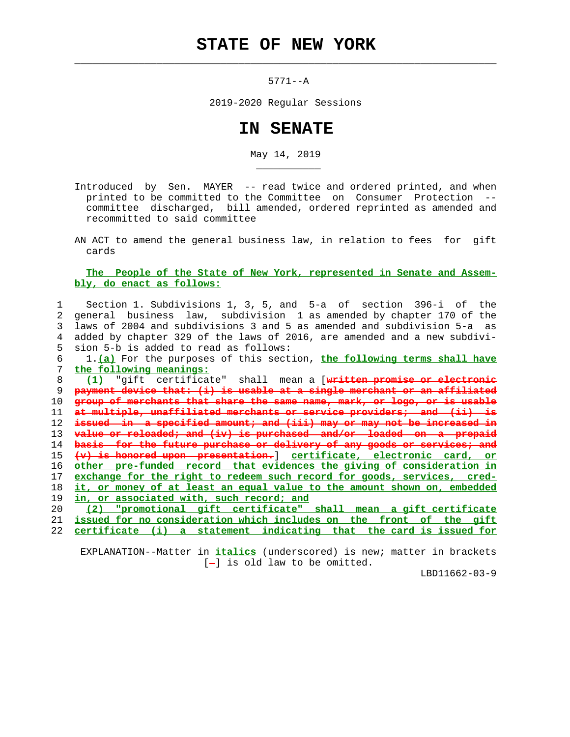# STATE OF NEW YORK

5771--A

2019-2020 Regular Sessions

# IN SENATE

May 14, 2019

Introduced by Sen. MAYER -- read twice and ordered printed, and when printed to be committed to the Committee on Consumer Protection -- committee discharged, bill amended, ordered reprinted as amended and recommitted to said committee

AN ACT to amend the general business law, in relation to fees for gift cards

**The People of the State of New York, represented in Senate and Assembly, do enact as follows:**

1 Section 1. Subdivisions 1, 3, 5, and 5-a of section 396-i of the
2 general business law, subdivision 1 as amended by chapter 170 of the
3 laws of 2004 and subdivisions 3 and 5 as amended and subdivision 5-a as
4 added by chapter 329 of the laws of 2016, are amended and a new subdivi-
5 sion 5-b is added to read as follows:
6 1. *(a)* For the purposes of this section, *the following terms shall have*
7 *the following meanings:*
8 *(1)* "gift certificate" shall mean a [written promise or electronic
9 payment device that: (i) is usable at a single merchant or an affiliated
10 group of merchants that share the same name, mark, or logo, or is usable
11 at multiple, unaffiliated merchants or service providers; and (ii) is
12 issued in a specified amount; and (iii) may or may not be increased in
13 value or reloaded; and (iv) is purchased and/or loaded on a prepaid
14 basis for the future purchase or delivery of any goods or services; and
15 (v) is honored upon presentation.] *certificate, electronic card, or*
16 *other pre-funded record that evidences the giving of consideration in*
17 *exchange for the right to redeem such record for goods, services, cred-*
18 *it, or money of at least an equal value to the amount shown on, embedded*
19 *in, or associated with, such record; and*
20 *(2) "promotional gift certificate" shall mean a gift certificate*
21 *issued for no consideration which includes on the front of the gift*
22 *certificate (i) a statement indicating that the card is issued for*

EXPLANATION--Matter in *italics* (underscored) is new; matter in brackets [-] is old law to be omitted.

LBD11662-03-9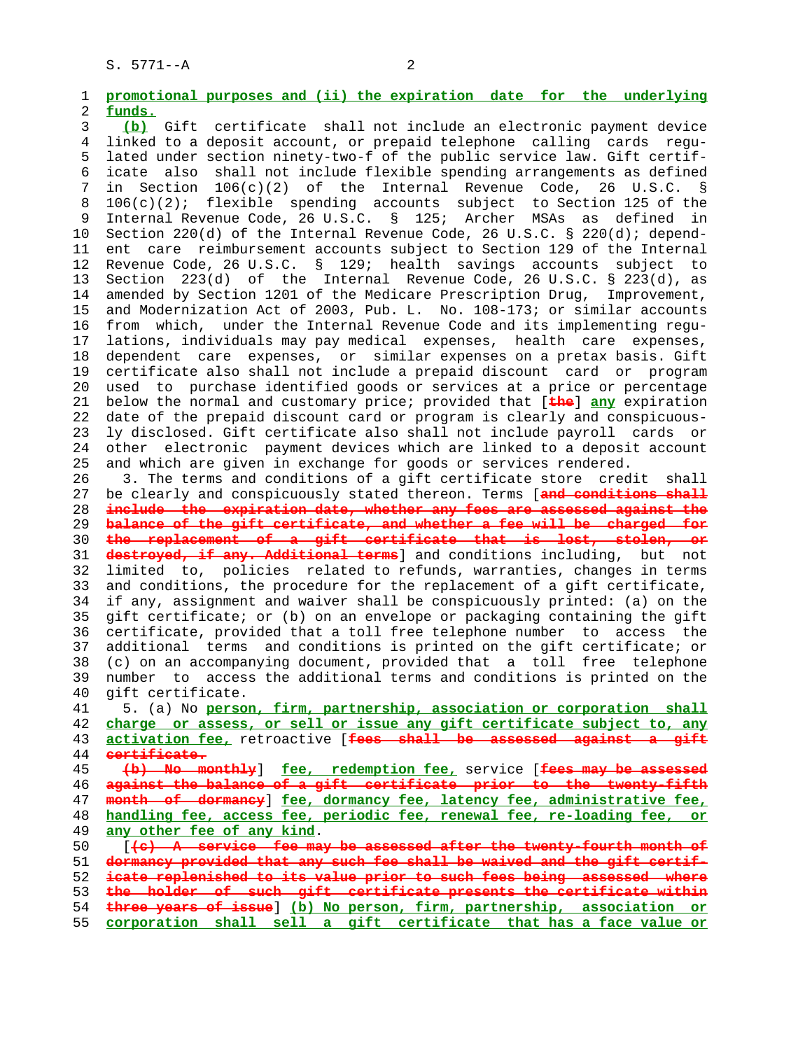promotional purposes and (ii) the expiration date for the underlying funds.

(b) Gift certificate shall not include an electronic payment device linked to a deposit account, or prepaid telephone calling cards regulated under section ninety-two-f of the public service law. Gift certificate also shall not include flexible spending arrangements as defined in Section 106(c)(2) of the Internal Revenue Code, 26 U.S.C. § 106(c)(2); flexible spending accounts subject to Section 125 of the Internal Revenue Code, 26 U.S.C. § 125; Archer MSAs as defined in Section 220(d) of the Internal Revenue Code, 26 U.S.C. § 220(d); dependent care reimbursement accounts subject to Section 129 of the Internal Revenue Code, 26 U.S.C. § 129; health savings accounts subject to Section 223(d) of the Internal Revenue Code, 26 U.S.C. § 223(d), as amended by Section 1201 of the Medicare Prescription Drug, Improvement, and Modernization Act of 2003, Pub. L. No. 108-173; or similar accounts from which, under the Internal Revenue Code and its implementing regulations, individuals may pay medical expenses, health care expenses, dependent care expenses, or similar expenses on a pretax basis. Gift certificate also shall not include a prepaid discount card or program used to purchase identified goods or services at a price or percentage below the normal and customary price; provided that [the] any expiration date of the prepaid discount card or program is clearly and conspicuously disclosed. Gift certificate also shall not include payroll cards or other electronic payment devices which are linked to a deposit account and which are given in exchange for goods or services rendered.

3. The terms and conditions of a gift certificate store credit shall be clearly and conspicuously stated thereon. Terms [and conditions shall include the expiration date, whether any fees are assessed against the balance of the gift certificate, and whether a fee will be charged for the replacement of a gift certificate that is lost, stolen, or destroyed, if any. Additional terms] and conditions including, but not limited to, policies related to refunds, warranties, changes in terms and conditions, the procedure for the replacement of a gift certificate, if any, assignment and waiver shall be conspicuously printed: (a) on the gift certificate; or (b) on an envelope or packaging containing the gift certificate, provided that a toll free telephone number to access the additional terms and conditions is printed on the gift certificate; or (c) on an accompanying document, provided that a toll free telephone number to access the additional terms and conditions is printed on the gift certificate.

5. (a) No person, firm, partnership, association or corporation shall charge or assess, or sell or issue any gift certificate subject to, any activation fee, retroactive [fees shall be assessed against a gift certificate.

(b) No monthly] fee, redemption fee, service [fees may be assessed against the balance of a gift certificate prior to the twenty-fifth month of dormancy] fee, dormancy fee, latency fee, administrative fee, handling fee, access fee, periodic fee, renewal fee, re-loading fee, or any other fee of any kind.

[(c) A service fee may be assessed after the twenty-fourth month of dormancy provided that any such fee shall be waived and the gift certificate replenished to its value prior to such fees being assessed where the holder of such gift certificate presents the certificate within three years of issue] (b) No person, firm, partnership, association or corporation shall sell a gift certificate that has a face value or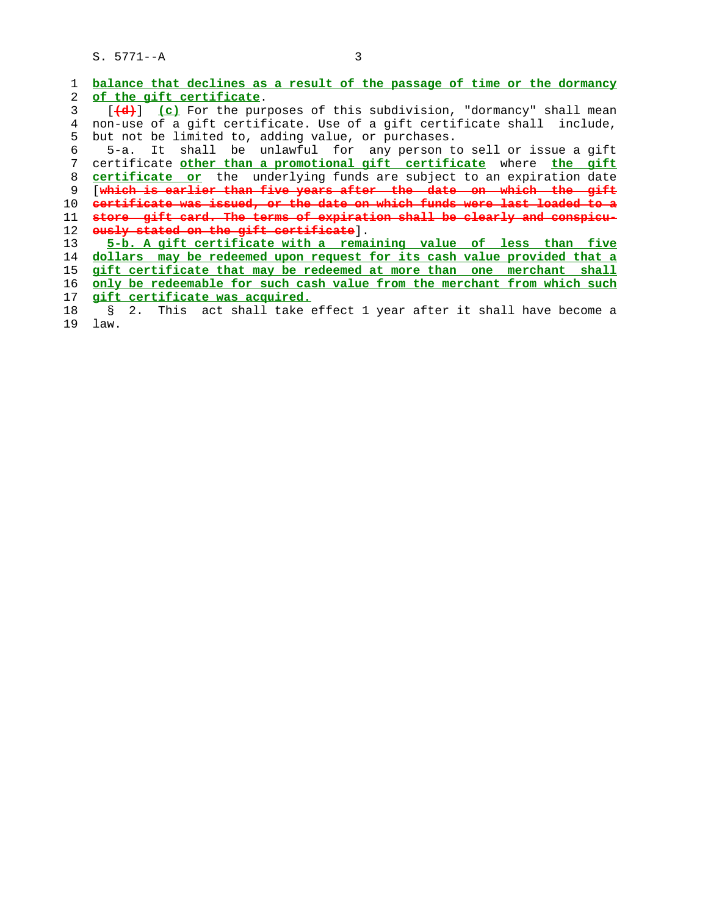balance that declines as a result of the passage of time or the dormancy of the gift certificate.

[(d)] (c) For the purposes of this subdivision, "dormancy" shall mean non-use of a gift certificate. Use of a gift certificate shall include, but not be limited to, adding value, or purchases.

5-a. It shall be unlawful for any person to sell or issue a gift certificate other than a promotional gift certificate where the gift certificate or the underlying funds are subject to an expiration date [which is earlier than five years after the date on which the gift certificate was issued, or the date on which funds were last loaded to a store gift card. The terms of expiration shall be clearly and conspicuously stated on the gift certificate].

5-b. A gift certificate with a remaining value of less than five dollars may be redeemed upon request for its cash value provided that a gift certificate that may be redeemed at more than one merchant shall only be redeemable for such cash value from the merchant from which such gift certificate was acquired.

§ 2. This act shall take effect 1 year after it shall have become a law.